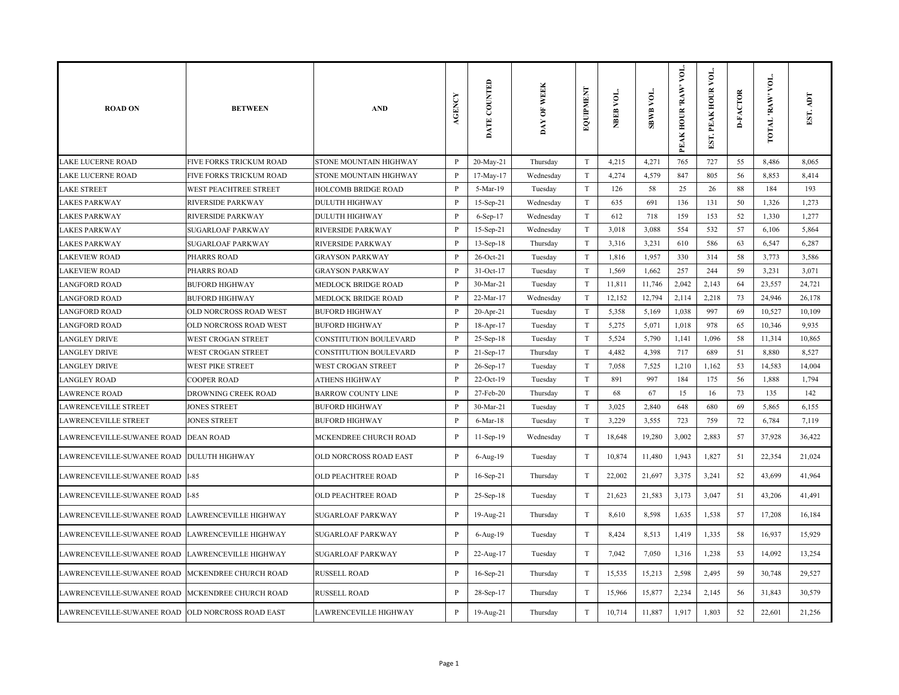| ROAD ON | BETWEEN | AND | AGENCY | DATE COUNTED | DAY OF WEEK | EQUIPMENT | NBEB VOL. | SBWB VOL. | PEAK HOUR 'RAW' VOL. | EST. PEAK HOUR VOL. | D-FACTOR | TOTAL 'RAW' VOL. | EST. ADT |
|---|---|---|---|---|---|---|---|---|---|---|---|---|---|
| LAKE LUCERNE ROAD | FIVE FORKS TRICKUM ROAD | STONE MOUNTAIN HIGHWAY | P | 20-May-21 | Thursday | T | 4,215 | 4,271 | 765 | 727 | 55 | 8,486 | 8,065 |
| LAKE LUCERNE ROAD | FIVE FORKS TRICKUM ROAD | STONE MOUNTAIN HIGHWAY | P | 17-May-17 | Wednesday | T | 4,274 | 4,579 | 847 | 805 | 56 | 8,853 | 8,414 |
| LAKE STREET | WEST PEACHTREE STREET | HOLCOMB BRIDGE ROAD | P | 5-Mar-19 | Tuesday | T | 126 | 58 | 25 | 26 | 88 | 184 | 193 |
| LAKES PARKWAY | RIVERSIDE PARKWAY | DULUTH HIGHWAY | P | 15-Sep-21 | Wednesday | T | 635 | 691 | 136 | 131 | 50 | 1,326 | 1,273 |
| LAKES PARKWAY | RIVERSIDE PARKWAY | DULUTH HIGHWAY | P | 6-Sep-17 | Wednesday | T | 612 | 718 | 159 | 153 | 52 | 1,330 | 1,277 |
| LAKES PARKWAY | SUGARLOAF PARKWAY | RIVERSIDE PARKWAY | P | 15-Sep-21 | Wednesday | T | 3,018 | 3,088 | 554 | 532 | 57 | 6,106 | 5,864 |
| LAKES PARKWAY | SUGARLOAF PARKWAY | RIVERSIDE PARKWAY | P | 13-Sep-18 | Thursday | T | 3,316 | 3,231 | 610 | 586 | 63 | 6,547 | 6,287 |
| LAKEVIEW ROAD | PHARRS ROAD | GRAYSON PARKWAY | P | 26-Oct-21 | Tuesday | T | 1,816 | 1,957 | 330 | 314 | 58 | 3,773 | 3,586 |
| LAKEVIEW ROAD | PHARRS ROAD | GRAYSON PARKWAY | P | 31-Oct-17 | Tuesday | T | 1,569 | 1,662 | 257 | 244 | 59 | 3,231 | 3,071 |
| LANGFORD ROAD | BUFORD HIGHWAY | MEDLOCK BRIDGE ROAD | P | 30-Mar-21 | Tuesday | T | 11,811 | 11,746 | 2,042 | 2,143 | 64 | 23,557 | 24,721 |
| LANGFORD ROAD | BUFORD HIGHWAY | MEDLOCK BRIDGE ROAD | P | 22-Mar-17 | Wednesday | T | 12,152 | 12,794 | 2,114 | 2,218 | 73 | 24,946 | 26,178 |
| LANGFORD ROAD | OLD NORCROSS ROAD WEST | BUFORD HIGHWAY | P | 20-Apr-21 | Tuesday | T | 5,358 | 5,169 | 1,038 | 997 | 69 | 10,527 | 10,109 |
| LANGFORD ROAD | OLD NORCROSS ROAD WEST | BUFORD HIGHWAY | P | 18-Apr-17 | Tuesday | T | 5,275 | 5,071 | 1,018 | 978 | 65 | 10,346 | 9,935 |
| LANGLEY DRIVE | WEST CROGAN STREET | CONSTITUTION BOULEVARD | P | 25-Sep-18 | Tuesday | T | 5,524 | 5,790 | 1,141 | 1,096 | 58 | 11,314 | 10,865 |
| LANGLEY DRIVE | WEST CROGAN STREET | CONSTITUTION BOULEVARD | P | 21-Sep-17 | Thursday | T | 4,482 | 4,398 | 717 | 689 | 51 | 8,880 | 8,527 |
| LANGLEY DRIVE | WEST PIKE STREET | WEST CROGAN STREET | P | 26-Sep-17 | Tuesday | T | 7,058 | 7,525 | 1,210 | 1,162 | 53 | 14,583 | 14,004 |
| LANGLEY ROAD | COOPER ROAD | ATHENS HIGHWAY | P | 22-Oct-19 | Tuesday | T | 891 | 997 | 184 | 175 | 56 | 1,888 | 1,794 |
| LAWRENCE ROAD | DROWNING CREEK ROAD | BARROW COUNTY LINE | P | 27-Feb-20 | Thursday | T | 68 | 67 | 15 | 16 | 73 | 135 | 142 |
| LAWRENCEVILLE STREET | JONES STREET | BUFORD HIGHWAY | P | 30-Mar-21 | Tuesday | T | 3,025 | 2,840 | 648 | 680 | 69 | 5,865 | 6,155 |
| LAWRENCEVILLE STREET | JONES STREET | BUFORD HIGHWAY | P | 6-Mar-18 | Tuesday | T | 3,229 | 3,555 | 723 | 759 | 72 | 6,784 | 7,119 |
| LAWRENCEVILLE-SUWANEE ROAD | DEAN ROAD | MCKENDREE CHURCH ROAD | P | 11-Sep-19 | Wednesday | T | 18,648 | 19,280 | 3,002 | 2,883 | 57 | 37,928 | 36,422 |
| LAWRENCEVILLE-SUWANEE ROAD | DULUTH HIGHWAY | OLD NORCROSS ROAD EAST | P | 6-Aug-19 | Tuesday | T | 10,874 | 11,480 | 1,943 | 1,827 | 51 | 22,354 | 21,024 |
| LAWRENCEVILLE-SUWANEE ROAD | I-85 | OLD PEACHTREE ROAD | P | 16-Sep-21 | Thursday | T | 22,002 | 21,697 | 3,375 | 3,241 | 52 | 43,699 | 41,964 |
| LAWRENCEVILLE-SUWANEE ROAD | I-85 | OLD PEACHTREE ROAD | P | 25-Sep-18 | Tuesday | T | 21,623 | 21,583 | 3,173 | 3,047 | 51 | 43,206 | 41,491 |
| LAWRENCEVILLE-SUWANEE ROAD | LAWRENCEVILLE HIGHWAY | SUGARLOAF PARKWAY | P | 19-Aug-21 | Thursday | T | 8,610 | 8,598 | 1,635 | 1,538 | 57 | 17,208 | 16,184 |
| LAWRENCEVILLE-SUWANEE ROAD | LAWRENCEVILLE HIGHWAY | SUGARLOAF PARKWAY | P | 6-Aug-19 | Tuesday | T | 8,424 | 8,513 | 1,419 | 1,335 | 58 | 16,937 | 15,929 |
| LAWRENCEVILLE-SUWANEE ROAD | LAWRENCEVILLE HIGHWAY | SUGARLOAF PARKWAY | P | 22-Aug-17 | Tuesday | T | 7,042 | 7,050 | 1,316 | 1,238 | 53 | 14,092 | 13,254 |
| LAWRENCEVILLE-SUWANEE ROAD | MCKENDREE CHURCH ROAD | RUSSELL ROAD | P | 16-Sep-21 | Thursday | T | 15,535 | 15,213 | 2,598 | 2,495 | 59 | 30,748 | 29,527 |
| LAWRENCEVILLE-SUWANEE ROAD | MCKENDREE CHURCH ROAD | RUSSELL ROAD | P | 28-Sep-17 | Thursday | T | 15,966 | 15,877 | 2,234 | 2,145 | 56 | 31,843 | 30,579 |
| LAWRENCEVILLE-SUWANEE ROAD | OLD NORCROSS ROAD EAST | LAWRENCEVILLE HIGHWAY | P | 19-Aug-21 | Thursday | T | 10,714 | 11,887 | 1,917 | 1,803 | 52 | 22,601 | 21,256 |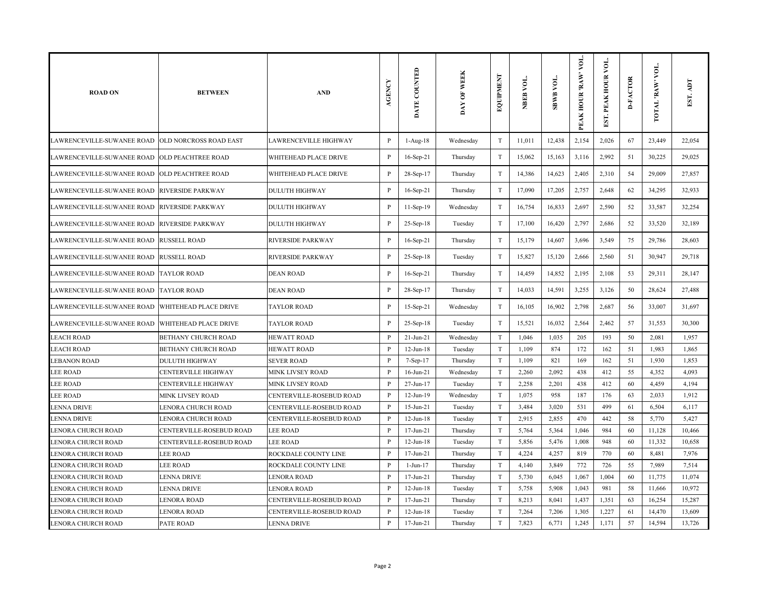| ROAD ON | BETWEEN | AND | AGENCY | DATE COUNTED | DAY OF WEEK | EQUIPMENT | NBEB VOL. | SBWB VOL. | PEAK HOUR 'RAW' VOL. | EST. PEAK HOUR VOL. | D-FACTOR | TOTAL 'RAW' VOL. | EST. ADT |
|---|---|---|---|---|---|---|---|---|---|---|---|---|---|
| LAWRENCEVILLE-SUWANEE ROAD | OLD NORCROSS ROAD EAST | LAWRENCEVILLE HIGHWAY | P | 1-Aug-18 | Wednesday | T | 11,011 | 12,438 | 2,154 | 2,026 | 67 | 23,449 | 22,054 |
| LAWRENCEVILLE-SUWANEE ROAD | OLD PEACHTREE ROAD | WHITEHEAD PLACE DRIVE | P | 16-Sep-21 | Thursday | T | 15,062 | 15,163 | 3,116 | 2,992 | 51 | 30,225 | 29,025 |
| LAWRENCEVILLE-SUWANEE ROAD | OLD PEACHTREE ROAD | WHITEHEAD PLACE DRIVE | P | 28-Sep-17 | Thursday | T | 14,386 | 14,623 | 2,405 | 2,310 | 54 | 29,009 | 27,857 |
| LAWRENCEVILLE-SUWANEE ROAD | RIVERSIDE PARKWAY | DULUTH HIGHWAY | P | 16-Sep-21 | Thursday | T | 17,090 | 17,205 | 2,757 | 2,648 | 62 | 34,295 | 32,933 |
| LAWRENCEVILLE-SUWANEE ROAD | RIVERSIDE PARKWAY | DULUTH HIGHWAY | P | 11-Sep-19 | Wednesday | T | 16,754 | 16,833 | 2,697 | 2,590 | 52 | 33,587 | 32,254 |
| LAWRENCEVILLE-SUWANEE ROAD | RIVERSIDE PARKWAY | DULUTH HIGHWAY | P | 25-Sep-18 | Tuesday | T | 17,100 | 16,420 | 2,797 | 2,686 | 52 | 33,520 | 32,189 |
| LAWRENCEVILLE-SUWANEE ROAD | RUSSELL ROAD | RIVERSIDE PARKWAY | P | 16-Sep-21 | Thursday | T | 15,179 | 14,607 | 3,696 | 3,549 | 75 | 29,786 | 28,603 |
| LAWRENCEVILLE-SUWANEE ROAD | RUSSELL ROAD | RIVERSIDE PARKWAY | P | 25-Sep-18 | Tuesday | T | 15,827 | 15,120 | 2,666 | 2,560 | 51 | 30,947 | 29,718 |
| LAWRENCEVILLE-SUWANEE ROAD | TAYLOR ROAD | DEAN ROAD | P | 16-Sep-21 | Thursday | T | 14,459 | 14,852 | 2,195 | 2,108 | 53 | 29,311 | 28,147 |
| LAWRENCEVILLE-SUWANEE ROAD | TAYLOR ROAD | DEAN ROAD | P | 28-Sep-17 | Thursday | T | 14,033 | 14,591 | 3,255 | 3,126 | 50 | 28,624 | 27,488 |
| LAWRENCEVILLE-SUWANEE ROAD | WHITEHEAD PLACE DRIVE | TAYLOR ROAD | P | 15-Sep-21 | Wednesday | T | 16,105 | 16,902 | 2,798 | 2,687 | 56 | 33,007 | 31,697 |
| LAWRENCEVILLE-SUWANEE ROAD | WHITEHEAD PLACE DRIVE | TAYLOR ROAD | P | 25-Sep-18 | Tuesday | T | 15,521 | 16,032 | 2,564 | 2,462 | 57 | 31,553 | 30,300 |
| LEACH ROAD | BETHANY CHURCH ROAD | HEWATT ROAD | P | 21-Jun-21 | Wednesday | T | 1,046 | 1,035 | 205 | 193 | 50 | 2,081 | 1,957 |
| LEACH ROAD | BETHANY CHURCH ROAD | HEWATT ROAD | P | 12-Jun-18 | Tuesday | T | 1,109 | 874 | 172 | 162 | 51 | 1,983 | 1,865 |
| LEBANON ROAD | DULUTH HIGHWAY | SEVER ROAD | P | 7-Sep-17 | Thursday | T | 1,109 | 821 | 169 | 162 | 51 | 1,930 | 1,853 |
| LEE ROAD | CENTERVILLE HIGHWAY | MINK LIVSEY ROAD | P | 16-Jun-21 | Wednesday | T | 2,260 | 2,092 | 438 | 412 | 55 | 4,352 | 4,093 |
| LEE ROAD | CENTERVILLE HIGHWAY | MINK LIVSEY ROAD | P | 27-Jun-17 | Tuesday | T | 2,258 | 2,201 | 438 | 412 | 60 | 4,459 | 4,194 |
| LEE ROAD | MINK LIVSEY ROAD | CENTERVILLE-ROSEBUD ROAD | P | 12-Jun-19 | Wednesday | T | 1,075 | 958 | 187 | 176 | 63 | 2,033 | 1,912 |
| LENNA DRIVE | LENORA CHURCH ROAD | CENTERVILLE-ROSEBUD ROAD | P | 15-Jun-21 | Tuesday | T | 3,484 | 3,020 | 531 | 499 | 61 | 6,504 | 6,117 |
| LENNA DRIVE | LENORA CHURCH ROAD | CENTERVILLE-ROSEBUD ROAD | P | 12-Jun-18 | Tuesday | T | 2,915 | 2,855 | 470 | 442 | 58 | 5,770 | 5,427 |
| LENORA CHURCH ROAD | CENTERVILLE-ROSEBUD ROAD | LEE ROAD | P | 17-Jun-21 | Thursday | T | 5,764 | 5,364 | 1,046 | 984 | 60 | 11,128 | 10,466 |
| LENORA CHURCH ROAD | CENTERVILLE-ROSEBUD ROAD | LEE ROAD | P | 12-Jun-18 | Tuesday | T | 5,856 | 5,476 | 1,008 | 948 | 60 | 11,332 | 10,658 |
| LENORA CHURCH ROAD | LEE ROAD | ROCKDALE COUNTY LINE | P | 17-Jun-21 | Thursday | T | 4,224 | 4,257 | 819 | 770 | 60 | 8,481 | 7,976 |
| LENORA CHURCH ROAD | LEE ROAD | ROCKDALE COUNTY LINE | P | 1-Jun-17 | Thursday | T | 4,140 | 3,849 | 772 | 726 | 55 | 7,989 | 7,514 |
| LENORA CHURCH ROAD | LENNA DRIVE | LENORA ROAD | P | 17-Jun-21 | Thursday | T | 5,730 | 6,045 | 1,067 | 1,004 | 60 | 11,775 | 11,074 |
| LENORA CHURCH ROAD | LENNA DRIVE | LENORA ROAD | P | 12-Jun-18 | Tuesday | T | 5,758 | 5,908 | 1,043 | 981 | 58 | 11,666 | 10,972 |
| LENORA CHURCH ROAD | LENORA ROAD | CENTERVILLE-ROSEBUD ROAD | P | 17-Jun-21 | Thursday | T | 8,213 | 8,041 | 1,437 | 1,351 | 63 | 16,254 | 15,287 |
| LENORA CHURCH ROAD | LENORA ROAD | CENTERVILLE-ROSEBUD ROAD | P | 12-Jun-18 | Tuesday | T | 7,264 | 7,206 | 1,305 | 1,227 | 61 | 14,470 | 13,609 |
| LENORA CHURCH ROAD | PATE ROAD | LENNA DRIVE | P | 17-Jun-21 | Thursday | T | 7,823 | 6,771 | 1,245 | 1,171 | 57 | 14,594 | 13,726 |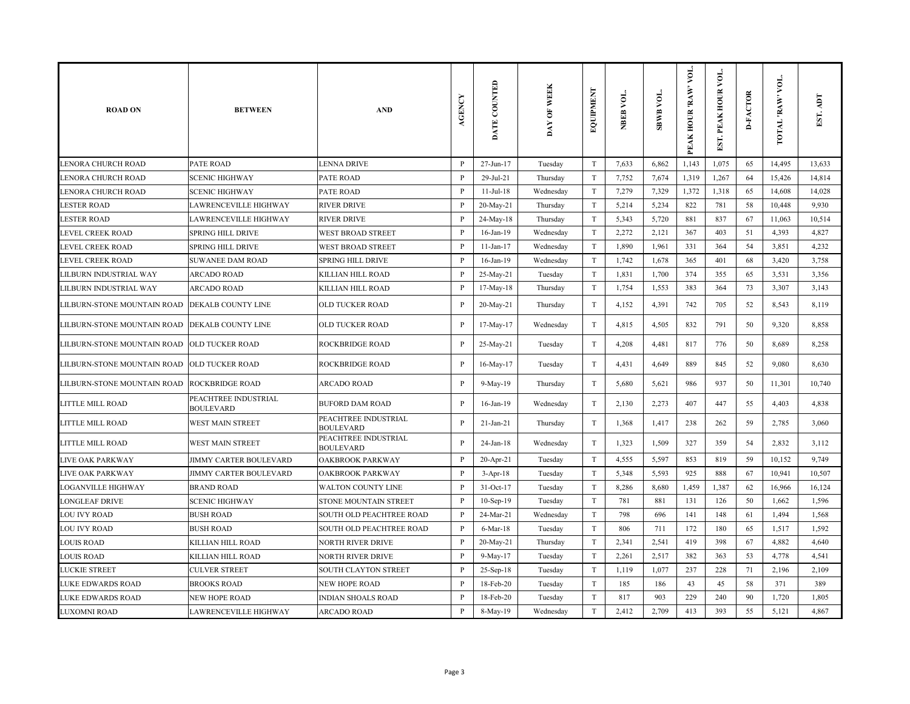| ROAD ON | BETWEEN | AND | AGENCY | DATE COUNTED | DAY OF WEEK | EQUIPMENT | NBEB VOL. | SBWB VOL. | PEAK HOUR 'RAW' VOL. | EST. PEAK HOUR VOL. | D-FACTOR | TOTAL 'RAW' VOL. | EST. ADT |
|---|---|---|---|---|---|---|---|---|---|---|---|---|---|
| LENORA CHURCH ROAD | PATE ROAD | LENNA DRIVE | P | 27-Jun-17 | Tuesday | T | 7,633 | 6,862 | 1,143 | 1,075 | 65 | 14,495 | 13,633 |
| LENORA CHURCH ROAD | SCENIC HIGHWAY | PATE ROAD | P | 29-Jul-21 | Thursday | T | 7,752 | 7,674 | 1,319 | 1,267 | 64 | 15,426 | 14,814 |
| LENORA CHURCH ROAD | SCENIC HIGHWAY | PATE ROAD | P | 11-Jul-18 | Wednesday | T | 7,279 | 7,329 | 1,372 | 1,318 | 65 | 14,608 | 14,028 |
| LESTER ROAD | LAWRENCEVILLE HIGHWAY | RIVER DRIVE | P | 20-May-21 | Thursday | T | 5,214 | 5,234 | 822 | 781 | 58 | 10,448 | 9,930 |
| LESTER ROAD | LAWRENCEVILLE HIGHWAY | RIVER DRIVE | P | 24-May-18 | Thursday | T | 5,343 | 5,720 | 881 | 837 | 67 | 11,063 | 10,514 |
| LEVEL CREEK ROAD | SPRING HILL DRIVE | WEST BROAD STREET | P | 16-Jan-19 | Wednesday | T | 2,272 | 2,121 | 367 | 403 | 51 | 4,393 | 4,827 |
| LEVEL CREEK ROAD | SPRING HILL DRIVE | WEST BROAD STREET | P | 11-Jan-17 | Wednesday | T | 1,890 | 1,961 | 331 | 364 | 54 | 3,851 | 4,232 |
| LEVEL CREEK ROAD | SUWANEE DAM ROAD | SPRING HILL DRIVE | P | 16-Jan-19 | Wednesday | T | 1,742 | 1,678 | 365 | 401 | 68 | 3,420 | 3,758 |
| LILBURN INDUSTRIAL WAY | ARCADO ROAD | KILLIAN HILL ROAD | P | 25-May-21 | Tuesday | T | 1,831 | 1,700 | 374 | 355 | 65 | 3,531 | 3,356 |
| LILBURN INDUSTRIAL WAY | ARCADO ROAD | KILLIAN HILL ROAD | P | 17-May-18 | Thursday | T | 1,754 | 1,553 | 383 | 364 | 73 | 3,307 | 3,143 |
| LILBURN-STONE MOUNTAIN ROAD | DEKALB COUNTY LINE | OLD TUCKER ROAD | P | 20-May-21 | Thursday | T | 4,152 | 4,391 | 742 | 705 | 52 | 8,543 | 8,119 |
| LILBURN-STONE MOUNTAIN ROAD | DEKALB COUNTY LINE | OLD TUCKER ROAD | P | 17-May-17 | Wednesday | T | 4,815 | 4,505 | 832 | 791 | 50 | 9,320 | 8,858 |
| LILBURN-STONE MOUNTAIN ROAD | OLD TUCKER ROAD | ROCKBRIDGE ROAD | P | 25-May-21 | Tuesday | T | 4,208 | 4,481 | 817 | 776 | 50 | 8,689 | 8,258 |
| LILBURN-STONE MOUNTAIN ROAD | OLD TUCKER ROAD | ROCKBRIDGE ROAD | P | 16-May-17 | Tuesday | T | 4,431 | 4,649 | 889 | 845 | 52 | 9,080 | 8,630 |
| LILBURN-STONE MOUNTAIN ROAD | ROCKBRIDGE ROAD | ARCADO ROAD | P | 9-May-19 | Thursday | T | 5,680 | 5,621 | 986 | 937 | 50 | 11,301 | 10,740 |
| LITTLE MILL ROAD | PEACHTREE INDUSTRIAL BOULEVARD | BUFORD DAM ROAD | P | 16-Jan-19 | Wednesday | T | 2,130 | 2,273 | 407 | 447 | 55 | 4,403 | 4,838 |
| LITTLE MILL ROAD | WEST MAIN STREET | PEACHTREE INDUSTRIAL BOULEVARD | P | 21-Jan-21 | Thursday | T | 1,368 | 1,417 | 238 | 262 | 59 | 2,785 | 3,060 |
| LITTLE MILL ROAD | WEST MAIN STREET | PEACHTREE INDUSTRIAL BOULEVARD | P | 24-Jan-18 | Wednesday | T | 1,323 | 1,509 | 327 | 359 | 54 | 2,832 | 3,112 |
| LIVE OAK PARKWAY | JIMMY CARTER BOULEVARD | OAKBROOK PARKWAY | P | 20-Apr-21 | Tuesday | T | 4,555 | 5,597 | 853 | 819 | 59 | 10,152 | 9,749 |
| LIVE OAK PARKWAY | JIMMY CARTER BOULEVARD | OAKBROOK PARKWAY | P | 3-Apr-18 | Tuesday | T | 5,348 | 5,593 | 925 | 888 | 67 | 10,941 | 10,507 |
| LOGANVILLE HIGHWAY | BRAND ROAD | WALTON COUNTY LINE | P | 31-Oct-17 | Tuesday | T | 8,286 | 8,680 | 1,459 | 1,387 | 62 | 16,966 | 16,124 |
| LONGLEAF DRIVE | SCENIC HIGHWAY | STONE MOUNTAIN STREET | P | 10-Sep-19 | Tuesday | T | 781 | 881 | 131 | 126 | 50 | 1,662 | 1,596 |
| LOU IVY ROAD | BUSH ROAD | SOUTH OLD PEACHTREE ROAD | P | 24-Mar-21 | Wednesday | T | 798 | 696 | 141 | 148 | 61 | 1,494 | 1,568 |
| LOU IVY ROAD | BUSH ROAD | SOUTH OLD PEACHTREE ROAD | P | 6-Mar-18 | Tuesday | T | 806 | 711 | 172 | 180 | 65 | 1,517 | 1,592 |
| LOUIS ROAD | KILLIAN HILL ROAD | NORTH RIVER DRIVE | P | 20-May-21 | Thursday | T | 2,341 | 2,541 | 419 | 398 | 67 | 4,882 | 4,640 |
| LOUIS ROAD | KILLIAN HILL ROAD | NORTH RIVER DRIVE | P | 9-May-17 | Tuesday | T | 2,261 | 2,517 | 382 | 363 | 53 | 4,778 | 4,541 |
| LUCKIE STREET | CULVER STREET | SOUTH CLAYTON STREET | P | 25-Sep-18 | Tuesday | T | 1,119 | 1,077 | 237 | 228 | 71 | 2,196 | 2,109 |
| LUKE EDWARDS ROAD | BROOKS ROAD | NEW HOPE ROAD | P | 18-Feb-20 | Tuesday | T | 185 | 186 | 43 | 45 | 58 | 371 | 389 |
| LUKE EDWARDS ROAD | NEW HOPE ROAD | INDIAN SHOALS ROAD | P | 18-Feb-20 | Tuesday | T | 817 | 903 | 229 | 240 | 90 | 1,720 | 1,805 |
| LUXOMNI ROAD | LAWRENCEVILLE HIGHWAY | ARCADO ROAD | P | 8-May-19 | Wednesday | T | 2,412 | 2,709 | 413 | 393 | 55 | 5,121 | 4,867 |